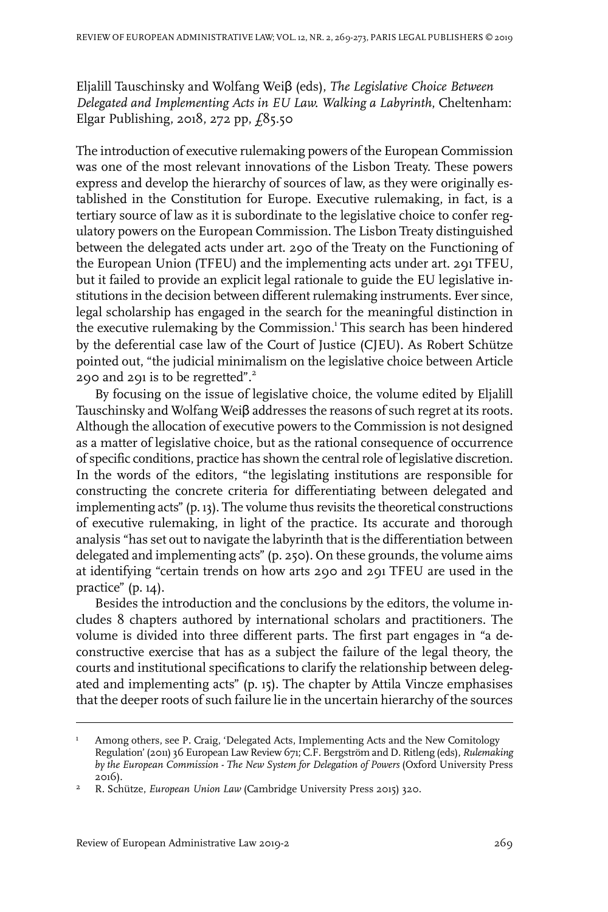Eljalill Tauschinsky and Wolfang Weiβ (eds), *The Legislative Choice Between Delegated and Implementing Acts in EU Law. Walking a Labyrinth*, Cheltenham: Elgar Publishing, 2018, 272 pp, £85.50

The introduction of executive rulemaking powers of the European Commission was one of the most relevant innovations of the Lisbon Treaty. These powers express and develop the hierarchy of sources of law, as they were originally established in the Constitution for Europe. Executive rulemaking, in fact, is a tertiary source of law as it is subordinate to the legislative choice to confer regulatory powers on the European Commission. The Lisbon Treaty distinguished between the delegated acts under art. 290 of the Treaty on the Functioning of the European Union (TFEU) and the implementing acts under art. 291 TFEU, but it failed to provide an explicit legal rationale to guide the EU legislative institutions in the decision between different rulemaking instruments. Ever since, legal scholarship has engaged in the search for the meaningful distinction in the executive rulemaking by the Commission.[1] This search has been hindered by the deferential case law of the Court of Justice (CJEU). As Robert Schütze pointed out, "the judicial minimalism on the legislative choice between Article 290 and 291 is to be regretted".[2]

By focusing on the issue of legislative choice, the volume edited by Eljalill Tauschinsky and Wolfang Weiβ addresses the reasons of such regret at its roots. Although the allocation of executive powers to the Commission is not designed as a matter of legislative choice, but as the rational consequence of occurrence of specific conditions, practice has shown the central role of legislative discretion. In the words of the editors, "the legislating institutions are responsible for constructing the concrete criteria for differentiating between delegated and implementing acts" (p. 13). The volume thus revisits the theoretical constructions of executive rulemaking, in light of the practice. Its accurate and thorough analysis "has set out to navigate the labyrinth that is the differentiation between delegated and implementing acts" (p. 250). On these grounds, the volume aims at identifying "certain trends on how arts 290 and 291 TFEU are used in the practice" (p. 14).

Besides the introduction and the conclusions by the editors, the volume includes 8 chapters authored by international scholars and practitioners. The volume is divided into three different parts. The first part engages in "a deconstructive exercise that has as a subject the failure of the legal theory, the courts and institutional specifications to clarify the relationship between delegated and implementing acts" (p. 15). The chapter by Attila Vincze emphasises that the deeper roots of such failure lie in the uncertain hierarchy of the sources

---

[1] Among others, see P. Craig, 'Delegated Acts, Implementing Acts and the New Comitology Regulation' (2011) 36 European Law Review 671; C.F. Bergström and D. Ritleng (eds), *Rulemaking by the European Commission - The New System for Delegation of Powers* (Oxford University Press 2016).

[2] R. Schütze, *European Union Law* (Cambridge University Press 2015) 320.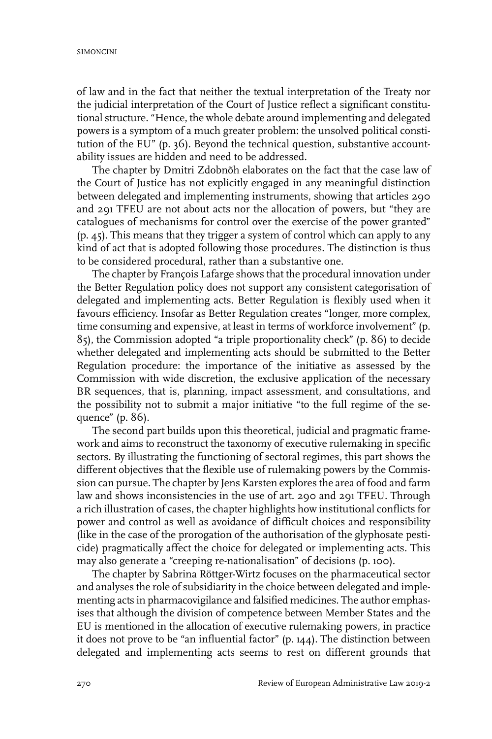of law and in the fact that neither the textual interpretation of the Treaty nor the judicial interpretation of the Court of Justice reflect a significant constitutional structure. "Hence, the whole debate around implementing and delegated powers is a symptom of a much greater problem: the unsolved political constitution of the EU" (p. 36). Beyond the technical question, substantive accountability issues are hidden and need to be addressed.

The chapter by Dmitri Zdobnõh elaborates on the fact that the case law of the Court of Justice has not explicitly engaged in any meaningful distinction between delegated and implementing instruments, showing that articles 290 and 291 TFEU are not about acts nor the allocation of powers, but "they are catalogues of mechanisms for control over the exercise of the power granted" (p. 45). This means that they trigger a system of control which can apply to any kind of act that is adopted following those procedures. The distinction is thus to be considered procedural, rather than a substantive one.

The chapter by François Lafarge shows that the procedural innovation under the Better Regulation policy does not support any consistent categorisation of delegated and implementing acts. Better Regulation is flexibly used when it favours efficiency. Insofar as Better Regulation creates "longer, more complex, time consuming and expensive, at least in terms of workforce involvement" (p. 85), the Commission adopted "a triple proportionality check" (p. 86) to decide whether delegated and implementing acts should be submitted to the Better Regulation procedure: the importance of the initiative as assessed by the Commission with wide discretion, the exclusive application of the necessary BR sequences, that is, planning, impact assessment, and consultations, and the possibility not to submit a major initiative "to the full regime of the sequence" (p. 86).

The second part builds upon this theoretical, judicial and pragmatic framework and aims to reconstruct the taxonomy of executive rulemaking in specific sectors. By illustrating the functioning of sectoral regimes, this part shows the different objectives that the flexible use of rulemaking powers by the Commission can pursue. The chapter by Jens Karsten explores the area of food and farm law and shows inconsistencies in the use of art. 290 and 291 TFEU. Through a rich illustration of cases, the chapter highlights how institutional conflicts for power and control as well as avoidance of difficult choices and responsibility (like in the case of the prorogation of the authorisation of the glyphosate pesticide) pragmatically affect the choice for delegated or implementing acts. This may also generate a "creeping re-nationalisation" of decisions (p. 100).

The chapter by Sabrina Röttger-Wirtz focuses on the pharmaceutical sector and analyses the role of subsidiarity in the choice between delegated and implementing acts in pharmacovigilance and falsified medicines. The author emphasises that although the division of competence between Member States and the EU is mentioned in the allocation of executive rulemaking powers, in practice it does not prove to be "an influential factor" (p. 144). The distinction between delegated and implementing acts seems to rest on different grounds that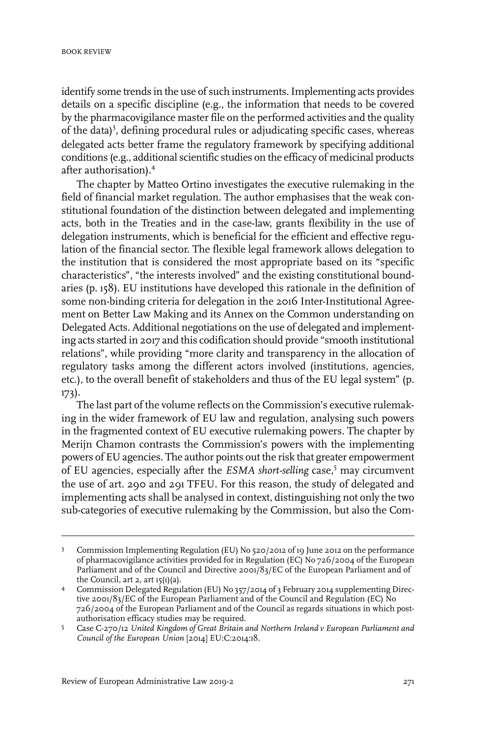identify some trends in the use of such instruments. Implementing acts provides details on a specific discipline (e.g., the information that needs to be covered by the pharmacovigilance master file on the performed activities and the quality of the data)[3], defining procedural rules or adjudicating specific cases, whereas delegated acts better frame the regulatory framework by specifying additional conditions (e.g., additional scientific studies on the efficacy of medicinal products after authorisation).[4]

The chapter by Matteo Ortino investigates the executive rulemaking in the field of financial market regulation. The author emphasises that the weak constitutional foundation of the distinction between delegated and implementing acts, both in the Treaties and in the case-law, grants flexibility in the use of delegation instruments, which is beneficial for the efficient and effective regulation of the financial sector. The flexible legal framework allows delegation to the institution that is considered the most appropriate based on its "specific characteristics", "the interests involved" and the existing constitutional boundaries (p. 158). EU institutions have developed this rationale in the definition of some non-binding criteria for delegation in the 2016 Inter-Institutional Agreement on Better Law Making and its Annex on the Common understanding on Delegated Acts. Additional negotiations on the use of delegated and implementing acts started in 2017 and this codification should provide "smooth institutional relations", while providing "more clarity and transparency in the allocation of regulatory tasks among the different actors involved (institutions, agencies, etc.), to the overall benefit of stakeholders and thus of the EU legal system" (p. 173).

The last part of the volume reflects on the Commission's executive rulemaking in the wider framework of EU law and regulation, analysing such powers in the fragmented context of EU executive rulemaking powers. The chapter by Merijn Chamon contrasts the Commission's powers with the implementing powers of EU agencies. The author points out the risk that greater empowerment of EU agencies, especially after the *ESMA short-selling* case,[5] may circumvent the use of art. 290 and 291 TFEU. For this reason, the study of delegated and implementing acts shall be analysed in context, distinguishing not only the two sub-categories of executive rulemaking by the Commission, but also the Com-

---

3 Commission Implementing Regulation (EU) No 520/2012 of 19 June 2012 on the performance of pharmacovigilance activities provided for in Regulation (EC) No 726/2004 of the European Parliament and of the Council and Directive 2001/83/EC of the European Parliament and of the Council, art 2, art 15(1)(a).

4 Commission Delegated Regulation (EU) No 357/2014 of 3 February 2014 supplementing Directive 2001/83/EC of the European Parliament and of the Council and Regulation (EC) No 726/2004 of the European Parliament and of the Council as regards situations in which post-authorisation efficacy studies may be required.

5 Case C-270/12 *United Kingdom of Great Britain and Northern Ireland v European Parliament and Council of the European Union* [2014] EU:C:2014:18.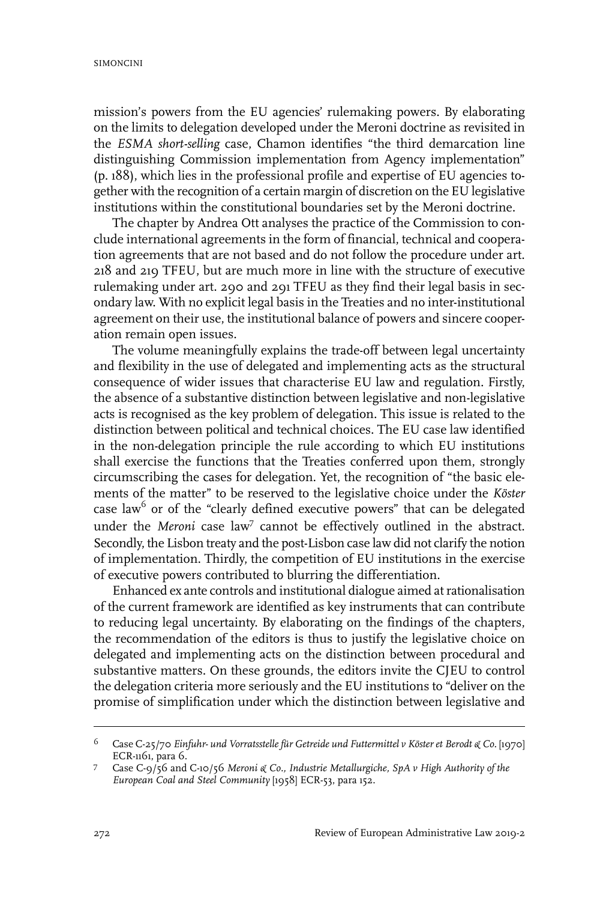mission's powers from the EU agencies' rulemaking powers. By elaborating on the limits to delegation developed under the Meroni doctrine as revisited in the *ESMA short-selling* case, Chamon identifies "the third demarcation line distinguishing Commission implementation from Agency implementation" (p. 188), which lies in the professional profile and expertise of EU agencies together with the recognition of a certain margin of discretion on the EU legislative institutions within the constitutional boundaries set by the Meroni doctrine.

The chapter by Andrea Ott analyses the practice of the Commission to conclude international agreements in the form of financial, technical and cooperation agreements that are not based and do not follow the procedure under art. 218 and 219 TFEU, but are much more in line with the structure of executive rulemaking under art. 290 and 291 TFEU as they find their legal basis in secondary law. With no explicit legal basis in the Treaties and no inter-institutional agreement on their use, the institutional balance of powers and sincere cooperation remain open issues.

The volume meaningfully explains the trade-off between legal uncertainty and flexibility in the use of delegated and implementing acts as the structural consequence of wider issues that characterise EU law and regulation. Firstly, the absence of a substantive distinction between legislative and non-legislative acts is recognised as the key problem of delegation. This issue is related to the distinction between political and technical choices. The EU case law identified in the non-delegation principle the rule according to which EU institutions shall exercise the functions that the Treaties conferred upon them, strongly circumscribing the cases for delegation. Yet, the recognition of "the basic elements of the matter" to be reserved to the legislative choice under the *Köster* case law[6] or of the "clearly defined executive powers" that can be delegated under the *Meroni* case law[7] cannot be effectively outlined in the abstract. Secondly, the Lisbon treaty and the post-Lisbon case law did not clarify the notion of implementation. Thirdly, the competition of EU institutions in the exercise of executive powers contributed to blurring the differentiation.

Enhanced ex ante controls and institutional dialogue aimed at rationalisation of the current framework are identified as key instruments that can contribute to reducing legal uncertainty. By elaborating on the findings of the chapters, the recommendation of the editors is thus to justify the legislative choice on delegated and implementing acts on the distinction between procedural and substantive matters. On these grounds, the editors invite the CJEU to control the delegation criteria more seriously and the EU institutions to "deliver on the promise of simplification under which the distinction between legislative and

---

6 Case C-25/70 *Einfuhr- und Vorratsstelle für Getreide und Futtermittel v Köster et Berodt & Co.* [1970] ECR-1161, para 6.

7 Case C-9/56 and C-10/56 *Meroni & Co., Industrie Metallurgiche, SpA v High Authority of the European Coal and Steel Community* [1958] ECR-53, para 152.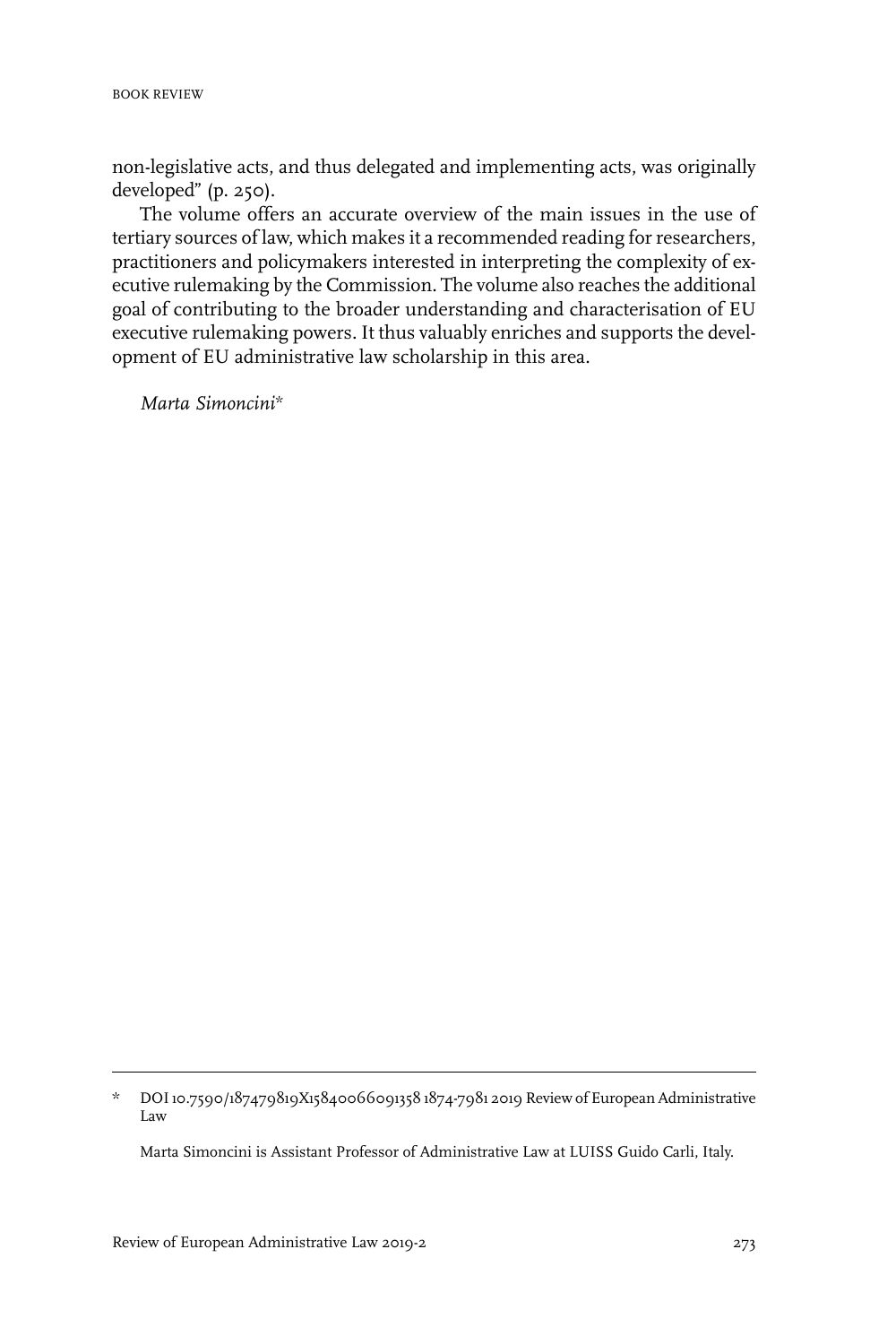non-legislative acts, and thus delegated and implementing acts, was originally developed" (p. 250).

The volume offers an accurate overview of the main issues in the use of tertiary sources of law, which makes it a recommended reading for researchers, practitioners and policymakers interested in interpreting the complexity of executive rulemaking by the Commission. The volume also reaches the additional goal of contributing to the broader understanding and characterisation of EU executive rulemaking powers. It thus valuably enriches and supports the development of EU administrative law scholarship in this area.

*Marta Simoncini*\*

---

\* DOI 10.7590/187479819X15840066091358 1874-7981 2019 Review of European Administrative Law

Marta Simoncini is Assistant Professor of Administrative Law at LUISS Guido Carli, Italy.